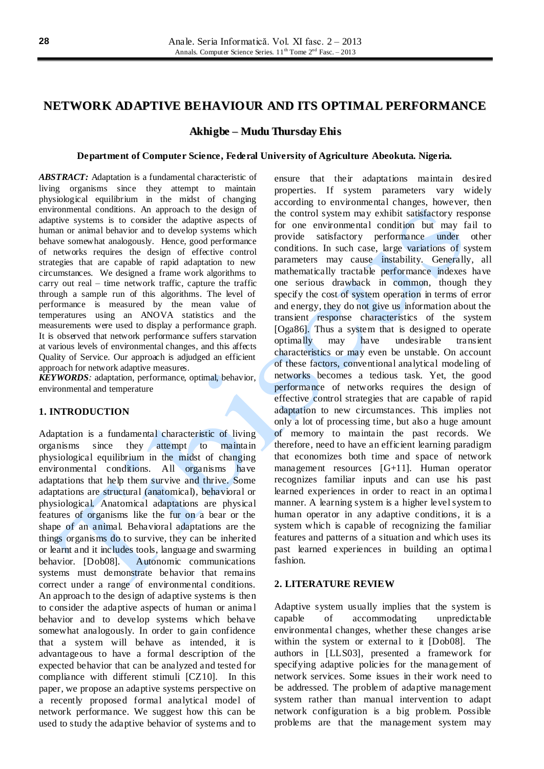# NETWORK ADAPTIVE BEHAVIOUR AND ITS OPTIMAL PERFORMANCE

**Akhigbe – Mudu Thursday Ehis**

**Department of Computer Science, Federal University of Agriculture Abeokuta. Nigeria.**

***ABSTRACT:*** Adaptation is a fundamental characteristic of living organisms since they attempt to maintain physiological equilibrium in the midst of changing environmental conditions. An approach to the design of adaptive systems is to consider the adaptive aspects of human or animal behavior and to develop systems which behave somewhat analogously. Hence, good performance of networks requires the design of effective control strategies that are capable of rapid adaptation to new circumstances. We designed a frame work algorithms to carry out real – time network traffic, capture the traffic through a sample run of this algorithms. The level of performance is measured by the mean value of temperatures using an ANOVA statistics and the measurements were used to display a performance graph. It is observed that network performance suffers starvation at various levels of environmental changes, and this affects Quality of Service. Our approach is adjudged an efficient approach for network adaptive measures.

***KEYWORDS****:* adaptation, performance, optimal, behavior, environmental and temperature

## 1. INTRODUCTION

Adaptation is a fundamental characteristic of living organisms since they attempt to maintain physiological equilibrium in the midst of changing environmental conditions. All organisms have adaptations that help them survive and thrive. Some adaptations are structural (anatomical), behavioral or physiological. Anatomical adaptations are physical features of organisms like the fur on a bear or the shape of an animal. Behavioral adaptations are the things organisms do to survive, they can be inherited or learnt and it includes tools, language and swarming behavior. [Dob08]. Autonomic communications systems must demonstrate behavior that remains correct under a range of environmental conditions. An approach to the design of adaptive systems is then to consider the adaptive aspects of human or animal behavior and to develop systems which behave somewhat analogously. In order to gain confidence that a system will behave as intended, it is advantageous to have a formal description of the expected behavior that can be analyzed and tested for compliance with different stimuli [CZ10]. In this paper, we propose an adaptive systems perspective on a recently proposed formal analytical model of network performance. We suggest how this can be used to study the adaptive behavior of systems and to ensure that their adaptations maintain desired properties. If system parameters vary widely according to environmental changes, however, then the control system may exhibit satisfactory response for one environmental condition but may fail to provide satisfactory performance under other conditions. In such case, large variations of system parameters may cause instability. Generally, all mathematically tractable performance indexes have one serious drawback in common, though they specify the cost of system operation in terms of error and energy, they do not give us information about the transient response characteristics of the system [Oga86]. Thus a system that is designed to operate optimally may have undesirable transient characteristics or may even be unstable. On account of these factors, conventional analytical modeling of networks becomes a tedious task. Yet, the good performance of networks requires the design of effective control strategies that are capable of rapid adaptation to new circumstances. This implies not only a lot of processing time, but also a huge amount of memory to maintain the past records. We therefore, need to have an efficient learning paradigm that economizes both time and space of network management resources [G+11]. Human operator recognizes familiar inputs and can use his past learned experiences in order to react in an optimal manner. A learning system is a higher level system to human operator in any adaptive conditions, it is a system which is capable of recognizing the familiar features and patterns of a situation and which uses its past learned experiences in building an optimal fashion.

## 2. LITERATURE REVIEW

Adaptive system usually implies that the system is capable of accommodating unpredictable environmental changes, whether these changes arise within the system or external to it [Dob08]. The authors in [LLS03], presented a framework for specifying adaptive policies for the management of network services. Some issues in their work need to be addressed. The problem of adaptive management system rather than manual intervention to adapt network configuration is a big problem. Possible problems are that the management system may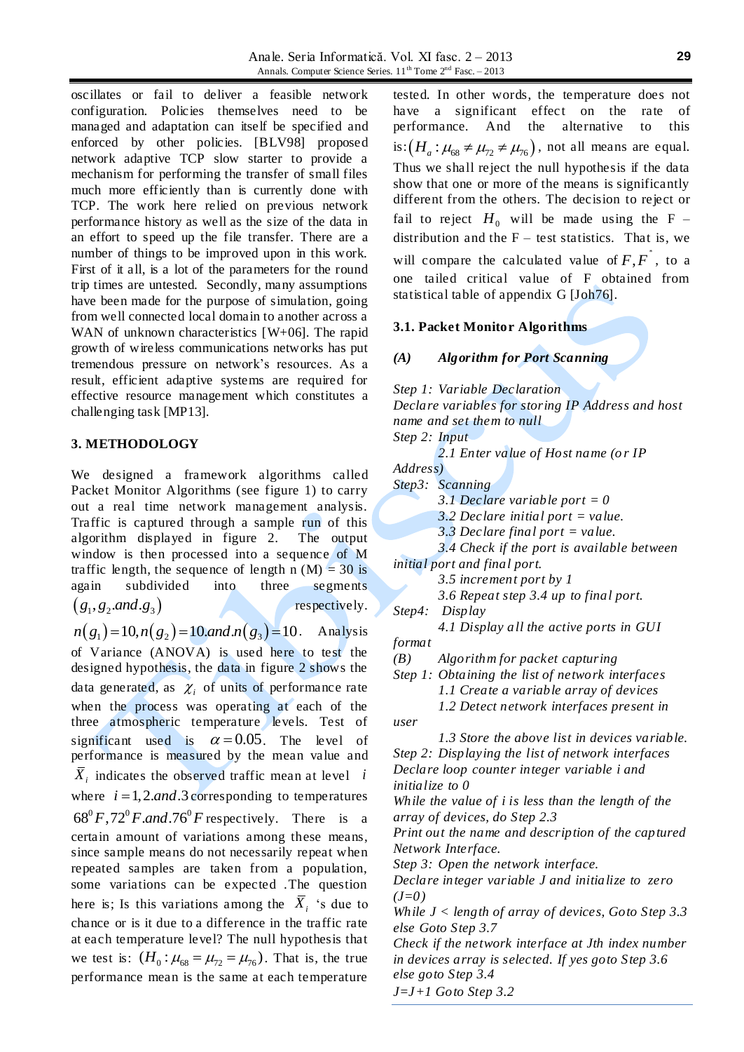oscillates or fail to deliver a feasible network configuration. Policies themselves need to be managed and adaptation can itself be specified and enforced by other policies. [BLV98] proposed network adaptive TCP slow starter to provide a mechanism for performing the transfer of small files much more efficiently than is currently done with TCP. The work here relied on previous network performance history as well as the size of the data in an effort to speed up the file transfer. There are a number of things to be improved upon in this work. First of it all, is a lot of the parameters for the round trip times are untested. Secondly, many assumptions have been made for the purpose of simulation, going from well connected local domain to another across a WAN of unknown characteristics [W+06]. The rapid growth of wireless communications networks has put tremendous pressure on network's resources. As a result, efficient adaptive systems are required for effective resource management which constitutes a challenging task [MP13].

## 3. METHODOLOGY

We designed a framework algorithms called Packet Monitor Algorithms (see figure 1) to carry out a real time network management analysis. Traffic is captured through a sample run of this algorithm displayed in figure 2. The output window is then processed into a sequence of M traffic length, the sequence of length n (M) = 30 is again subdivided into three segments $(g_1, g_2 .and. g_3)$ respectively. $n(g_1)=10, n(g_2)=10 .and. n(g_3)=10$. Analysis of Variance (ANOVA) is used here to test the designed hypothesis, the data in figure 2 shows the data generated, as $\chi_i$ of units of performance rate when the process was operating at each of the three atmospheric temperature levels. Test of significant used is $\alpha = 0.05$. The level of performance is measured by the mean value and $\bar{X}_i$ indicates the observed traffic mean at level $i$ where $i = 1,2 .and. 3$ corresponding to temperatures $68^0F, 72^0F .and. 76^0F$ respectively. There is a certain amount of variations among these means, since sample means do not necessarily repeat when repeated samples are taken from a population, some variations can be expected .The question here is; Is this variations among the $\bar{X}_i$ 's due to chance or is it due to a difference in the traffic rate at each temperature level? The null hypothesis that we test is: $(H_0 : \mu_{68} = \mu_{72} = \mu_{76})$. That is, the true performance mean is the same at each temperature tested. In other words, the temperature does not have a significant effect on the rate of performance. And the alternative to this is: $(H_a : \mu_{68} \neq \mu_{72} \neq \mu_{76})$, not all means are equal. Thus we shall reject the null hypothesis if the data show that one or more of the means is significantly different from the others. The decision to reject or fail to reject $H_0$ will be made using the F – distribution and the F – test statistics. That is, we will compare the calculated value of $F, F^*$, to a one tailed critical value of F obtained from statistical table of appendix G [Joh76].

### 3.1. Packet Monitor Algorithms

***(A) Algorithm for Port Scanning***

*Step 1: Variable Declaration*
*Declare variables for storing IP Address and host name and set them to null*
*Step 2: Input*
*2.1 Enter value of Host name (or IP Address)*
*Step3: Scanning*
*3.1 Declare variable port = 0*
*3.2 Declare initial port = value.*
*3.3 Declare final port = value.*
*3.4 Check if the port is available between initial port and final port.*
*3.5 increment port by 1*
*3.6 Repeat step 3.4 up to final port.*
*Step4: Display*
*4.1 Display all the active ports in GUI format*

*(B) Algorithm for packet capturing*
*Step 1: Obtaining the list of network interfaces*
*1.1 Create a variable array of devices*
*1.2 Detect network interfaces present in user*
*1.3 Store the above list in devices variable.*
*Step 2: Displaying the list of network interfaces*
*Declare loop counter integer variable i and initialize to 0*
*While the value of i is less than the length of the array of devices, do Step 2.3*
*Print out the name and description of the captured Network Interface.*
*Step 3: Open the network interface.*
*Declare integer variable J and initialize to zero (J=0)*
*While J < length of array of devices, Goto Step 3.3 else Goto Step 3.7*
*Check if the network interface at Jth index number in devices array is selected. If yes goto Step 3.6 else goto Step 3.4*
*J=J+1 Goto Step 3.2*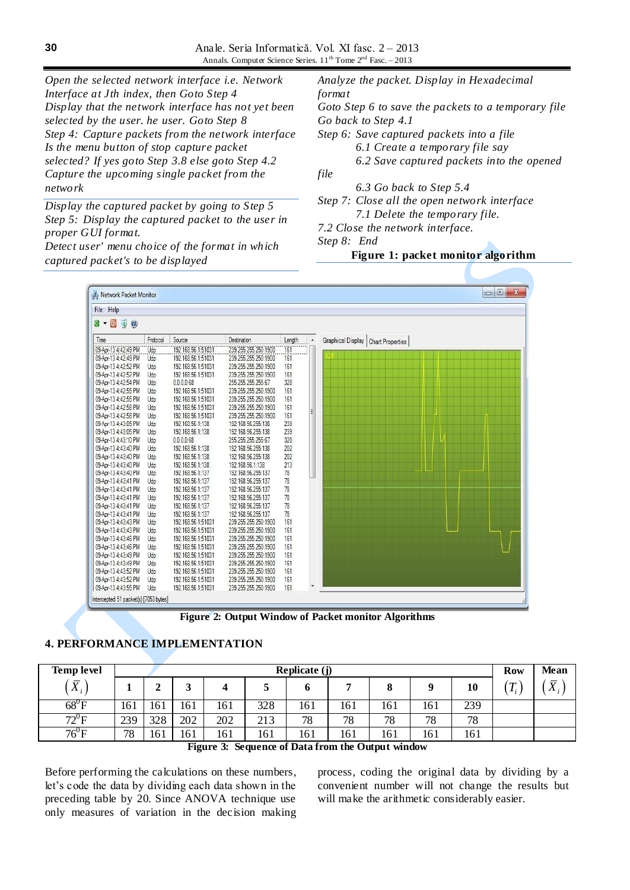*Open the selected network interface i.e. Network Interface at Jth index, then Goto Step 4*
*Display that the network interface has not yet been selected by the user. he user. Goto Step 8*
*Step 4: Capture packets from the network interface*
*Is the menu button of stop capture packet selected? If yes goto Step 3.8 else goto Step 4.2*
*Capture the upcoming single packet from the network*

*Display the captured packet by going to Step 5*
*Step 5: Display the captured packet to the user in proper GUI format.*
*Detect user' menu choice of the format in which captured packet's to be displayed*

*Analyze the packet. Display in Hexadecimal format*
*Goto Step 6 to save the packets to a temporary file*
*Go back to Step 4.1*
*Step 6: Save captured packets into a file*
*6.1 Create a temporary file say*
*6.2 Save captured packets into the opened file*
*6.3 Go back to Step 5.4*
*Step 7: Close all the open network interface*
*7.1 Delete the temporary file.*
*7.2 Close the network interface.*
*Step 8: End*

**Figure 1: packet monitor algorithm**

**Figure 2: Output Window of Packet monitor Algorithms**

## 4. PERFORMANCE IMPLEMENTATION

| Temp level $(\bar{X}_i)$ | Replicate (j) 1 | 2 | 3 | 4 | 5 | 6 | 7 | 8 | 9 | 10 | Row $(T_i)$ | Mean $(\bar{X}_i)$ |
|---|---|---|---|---|---|---|---|---|---|---|---|---|
| $68^0$F | 161 | 161 | 161 | 161 | 328 | 161 | 161 | 161 | 161 | 239 | | |
| $72^0$F | 239 | 328 | 202 | 202 | 213 | 78 | 78 | 78 | 78 | 78 | | |
| $76^0$F | 78 | 161 | 161 | 161 | 161 | 161 | 161 | 161 | 161 | 161 | | |

**Figure 3: Sequence of Data from the Output window**

Before performing the calculations on these numbers, let's code the data by dividing each data shown in the preceding table by 20. Since ANOVA technique use only measures of variation in the decision making process, coding the original data by dividing by a convenient number will not change the results but will make the arithmetic considerably easier.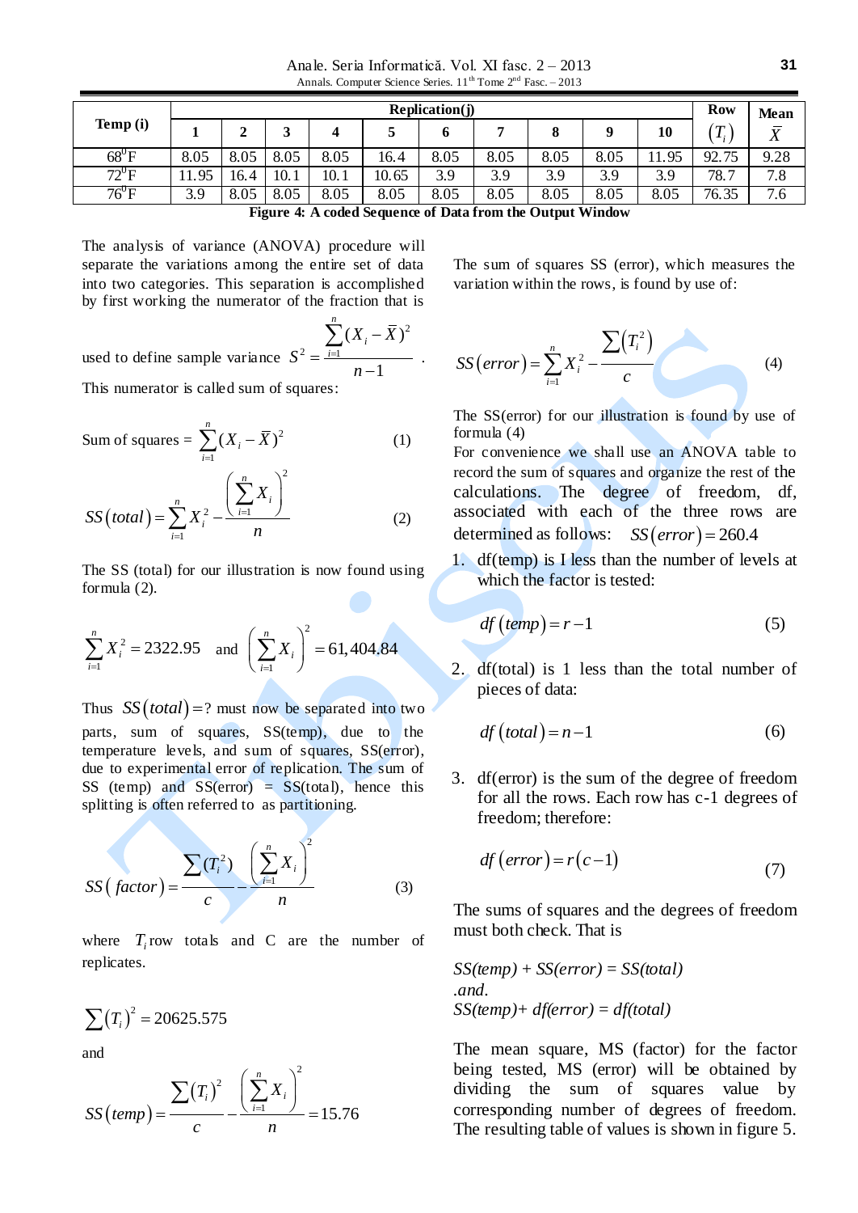| Temp (i) | Replication(j) | | | | | | | | | | Row | Mean |
|---|---|---|---|---|---|---|---|---|---|---|---|---|
| | 1 | 2 | 3 | 4 | 5 | 6 | 7 | 8 | 9 | 10 | $(T_i)$ | $\bar{X}$ |
| $68^0$F | 8.05 | 8.05 | 8.05 | 8.05 | 16.4 | 8.05 | 8.05 | 8.05 | 8.05 | 11.95 | 92.75 | 9.28 |
| $72^0$F | 11.95 | 16.4 | 10.1 | 10.1 | 10.65 | 3.9 | 3.9 | 3.9 | 3.9 | 3.9 | 78.7 | 7.8 |
| $76^0$F | 3.9 | 8.05 | 8.05 | 8.05 | 8.05 | 8.05 | 8.05 | 8.05 | 8.05 | 8.05 | 76.35 | 7.6 |

**Figure 4: A coded Sequence of Data from the Output Window**

The analysis of variance (ANOVA) procedure will separate the variations among the entire set of data into two categories. This separation is accomplished by first working the numerator of the fraction that is used to define sample variance $S^2 = \frac{\sum_{i=1}^{n}(X_i - \bar{X})^2}{n-1}$.

This numerator is called sum of squares:

$$\text{Sum of squares} = \sum_{i=1}^{n}(X_i - \bar{X})^2 \qquad (1)$$

$$SS(total) = \sum_{i=1}^{n} X_i^2 - \frac{\left(\sum_{i=1}^{n} X_i\right)^2}{n} \qquad (2)$$

The SS (total) for our illustration is now found using formula (2).

$$\sum_{i=1}^{n} X_i^2 = 2322.95 \quad \text{and} \quad \left(\sum_{i=1}^{n} X_i\right)^2 = 61{,}404.84$$

Thus $SS(total) = ?$ must now be separated into two parts, sum of squares, SS(temp), due to the temperature levels, and sum of squares, SS(error), due to experimental error of replication. The sum of SS (temp) and SS(error) = SS(total), hence this splitting is often referred to as partitioning.

$$SS(factor) = \frac{\sum(T_i^2)}{c} - \frac{\left(\sum_{i=1}^{n} X_i\right)^2}{n} \qquad (3)$$

where $T_i$ row totals and C are the number of replicates.

$$\sum(T_i)^2 = 20625.575$$

and

$$SS(temp) = \frac{\sum(T_i)^2}{c} - \frac{\left(\sum_{i=1}^{n} X_i\right)^2}{n} = 15.76$$

The sum of squares SS (error), which measures the variation within the rows, is found by use of:

$$SS(error) = \sum_{i=1}^{n} X_i^2 - \frac{\sum(T_i^2)}{c} \qquad (4)$$

The SS(error) for our illustration is found by use of formula (4)

For convenience we shall use an ANOVA table to record the sum of squares and organize the rest of the calculations. The degree of freedom, df, associated with each of the three rows are determined as follows: $SS(error) = 260.4$

1. df(temp) is I less than the number of levels at which the factor is tested:

$$df(temp) = r - 1 \qquad (5)$$

2. df(total) is 1 less than the total number of pieces of data:

$$df(total) = n - 1 \qquad (6)$$

3. df(error) is the sum of the degree of freedom for all the rows. Each row has c-1 degrees of freedom; therefore:

$$df(error) = r(c-1) \qquad (7)$$

The sums of squares and the degrees of freedom must both check. That is

*SS(temp) + SS(error) = SS(total)*
*.and.*
*SS(temp)+ df(error) = df(total)*

The mean square, MS (factor) for the factor being tested, MS (error) will be obtained by dividing the sum of squares value by corresponding number of degrees of freedom. The resulting table of values is shown in figure 5.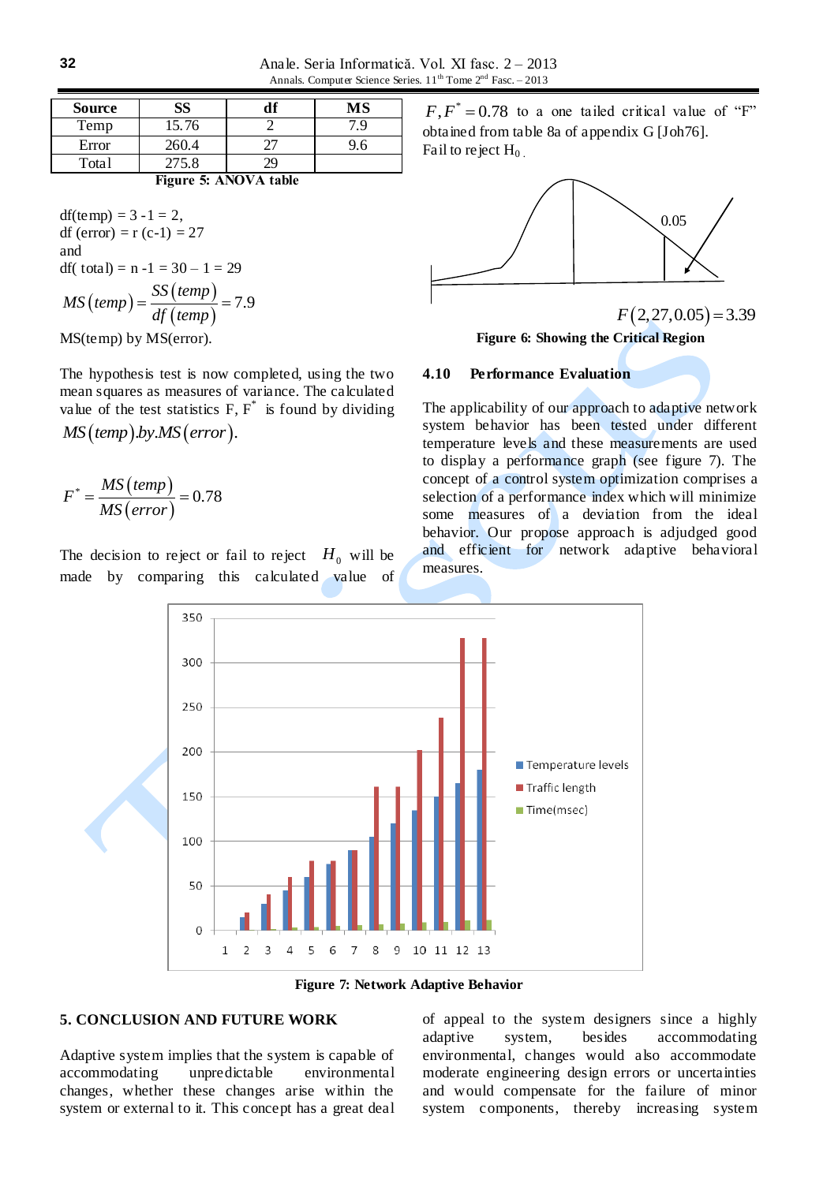| Source | SS | df | MS |
|---|---|---|---|
| Temp | 15.76 | 2 | 7.9 |
| Error | 260.4 | 27 | 9.6 |
| Total | 275.8 | 29 | |

**Figure 5: ANOVA table**

df(temp) = 3 - 1 = 2,
df (error) = r (c-1) = 27
and
df( total) = n - 1 = 30 – 1 = 29

$$MS(temp) = \frac{SS(temp)}{df(temp)} = 7.9$$

MS(temp) by MS(error).

The hypothesis test is now completed, using the two mean squares as measures of variance. The calculated value of the test statistics F, $F^*$ is found by dividing $MS(temp).by.MS(error)$.

$$F^* = \frac{MS(temp)}{MS(error)} = 0.78$$

The decision to reject or fail to reject $H_0$ will be made by comparing this calculated value of $F, F^* = 0.78$ to a one tailed critical value of "F" obtained from table 8a of appendix G [Joh76].
Fail to reject $H_0$.

$$F(2,27,0.05) = 3.39$$

**Figure 6: Showing the Critical Region**

### 4.10 Performance Evaluation

The applicability of our approach to adaptive network system behavior has been tested under different temperature levels and these measurements are used to display a performance graph (see figure 7). The concept of a control system optimization comprises a selection of a performance index which will minimize some measures of a deviation from the ideal behavior. Our propose approach is adjudged good and efficient for network adaptive behavioral measures.

**Figure 7: Network Adaptive Behavior**

## 5. CONCLUSION AND FUTURE WORK

Adaptive system implies that the system is capable of accommodating unpredictable environmental changes, whether these changes arise within the system or external to it. This concept has a great deal of appeal to the system designers since a highly adaptive system, besides accommodating environmental, changes would also accommodate moderate engineering design errors or uncertainties and would compensate for the failure of minor system components, thereby increasing system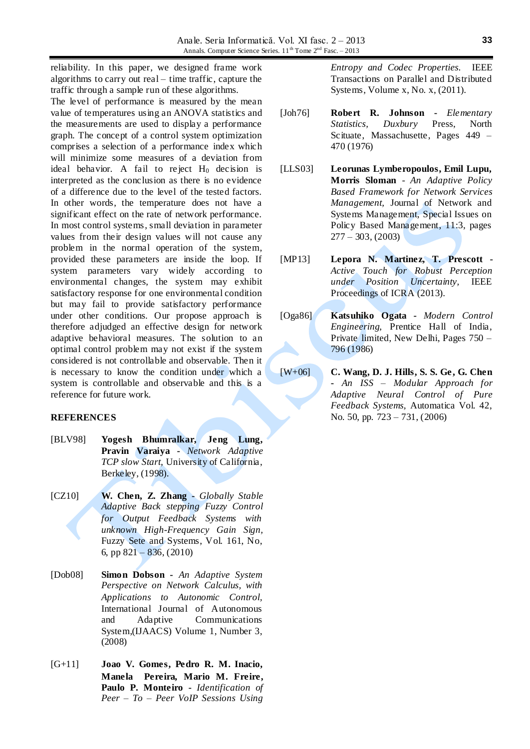reliability. In this paper, we designed frame work algorithms to carry out real – time traffic, capture the traffic through a sample run of these algorithms.

The level of performance is measured by the mean value of temperatures using an ANOVA statistics and the measurements are used to display a performance graph. The concept of a control system optimization comprises a selection of a performance index which will minimize some measures of a deviation from ideal behavior. A fail to reject $H_0$ decision is interpreted as the conclusion as there is no evidence of a difference due to the level of the tested factors. In other words, the temperature does not have a significant effect on the rate of network performance. In most control systems, small deviation in parameter values from their design values will not cause any problem in the normal operation of the system, provided these parameters are inside the loop. If system parameters vary widely according to environmental changes, the system may exhibit satisfactory response for one environmental condition but may fail to provide satisfactory performance under other conditions. Our propose approach is therefore adjudged an effective design for network adaptive behavioral measures. The solution to an optimal control problem may not exist if the system considered is not controllable and observable. Then it is necessary to know the condition under which a system is controllable and observable and this is a reference for future work.

## REFERENCES

[BLV98] **Yogesh Bhumralkar, Jeng Lung, Pravin Varaiya** - *Network Adaptive TCP slow Start,* University of California, Berkeley, (1998).

[CZ10] **W. Chen, Z. Zhang** - *Globally Stable Adaptive Back stepping Fuzzy Control for Output Feedback Systems with unknown High-Frequency Gain Sign,* Fuzzy Sete and Systems, Vol. 161, No, 6, pp 821 – 836, (2010)

[Dob08] **Simon Dobson** - *An Adaptive System Perspective on Network Calculus, with Applications to Autonomic Control,* International Journal of Autonomous and Adaptive Communications System,(IJAACS) Volume 1, Number 3, (2008)

[G+11] **Joao V. Gomes, Pedro R. M. Inacio, Manela Pereira, Mario M. Freire, Paulo P. Monteiro** - *Identification of Peer – To – Peer VoIP Sessions Using Entropy and Codec Properties.* IEEE Transactions on Parallel and Distributed Systems, Volume x, No. x, (2011).

[Joh76] **Robert R. Johnson** - *Elementary Statistics,* Duxbury Press, North Scituate, Massachusette, Pages 449 – 470 (1976)

[LLS03] **Leorunas Lymberopoulos, Emil Lupu, Morris Sloman** - *An Adaptive Policy Based Framework for Network Services Management,* Journal of Network and Systems Management, Special Issues on Policy Based Management, 11:3, pages 277 – 303, (2003)

[MP13] **Lepora N. Martinez, T. Prescott** - *Active Touch for Robust Perception under Position Uncertainty,* IEEE Proceedings of ICRA (2013).

[Oga86] **Katsuhiko Ogata** - *Modern Control Engineering,* Prentice Hall of India, Private limited, New Delhi, Pages 750 – 796 (1986)

[W+06] **C. Wang, D. J. Hills, S. S. Ge, G. Chen** - *An ISS – Modular Approach for Adaptive Neural Control of Pure Feedback Systems,* Automatica Vol. 42, No. 50, pp. 723 – 731, (2006)